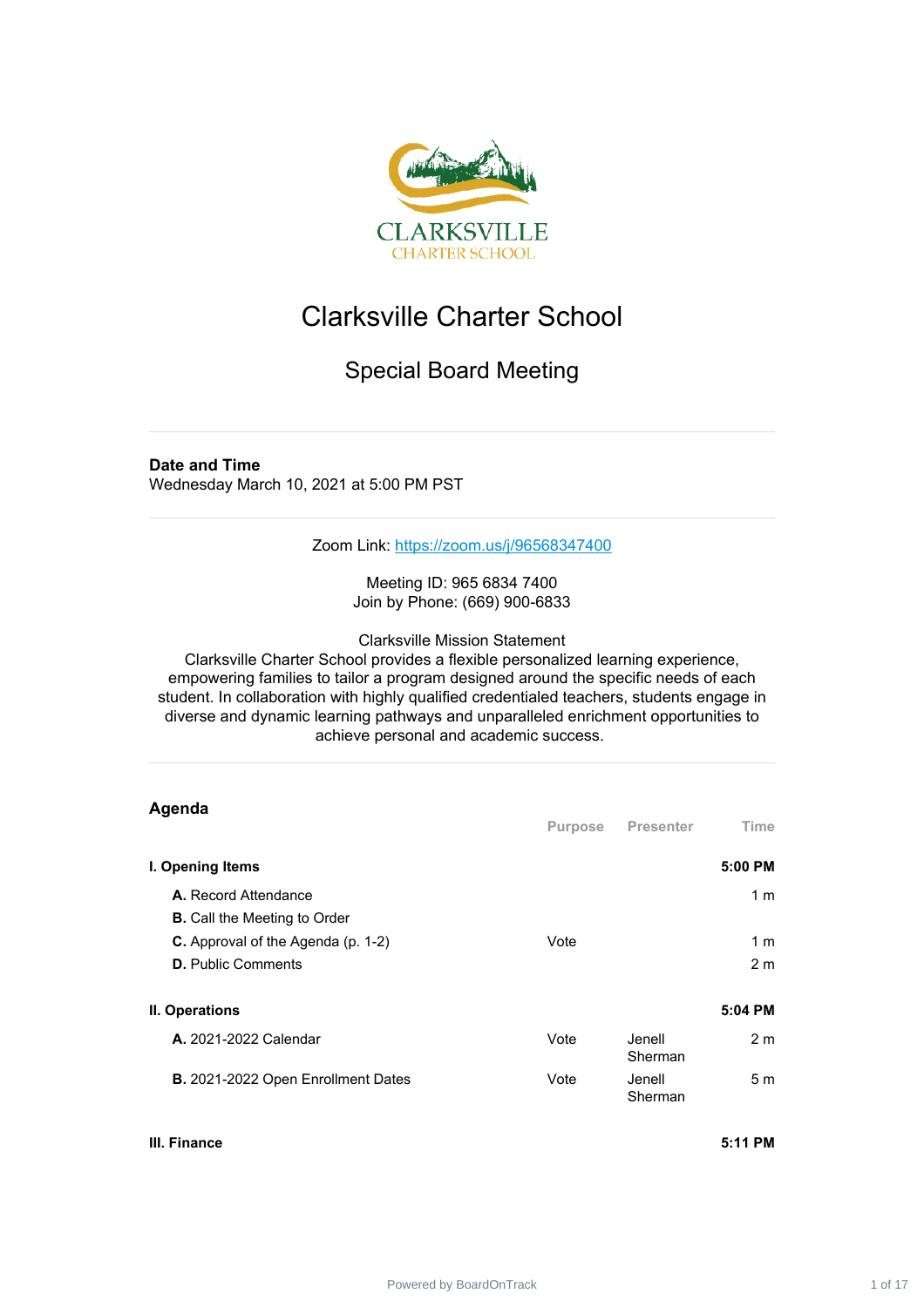# Clarksville Charter School

## Special Board Meeting

**Date and Time**
Wednesday March 10, 2021 at 5:00 PM PST

Zoom Link: https://zoom.us/j/96568347400

Meeting ID: 965 6834 7400
Join by Phone: (669) 900-6833

Clarksville Mission Statement
Clarksville Charter School provides a flexible personalized learning experience, empowering families to tailor a program designed around the specific needs of each student. In collaboration with highly qualified credentialed teachers, students engage in diverse and dynamic learning pathways and unparalleled enrichment opportunities to achieve personal and academic success.

## Agenda

| | Purpose | Presenter | Time |
|---|---|---|---|
| **I. Opening Items** | | | **5:00 PM** |
| **A.** Record Attendance | | | 1 m |
| **B.** Call the Meeting to Order | | | |
| **C.** Approval of the Agenda (p. 1-2) | Vote | | 1 m |
| **D.** Public Comments | | | 2 m |
| **II. Operations** | | | **5:04 PM** |
| **A.** 2021-2022 Calendar | Vote | Jenell Sherman | 2 m |
| **B.** 2021-2022 Open Enrollment Dates | Vote | Jenell Sherman | 5 m |
| **III. Finance** | | | **5:11 PM** |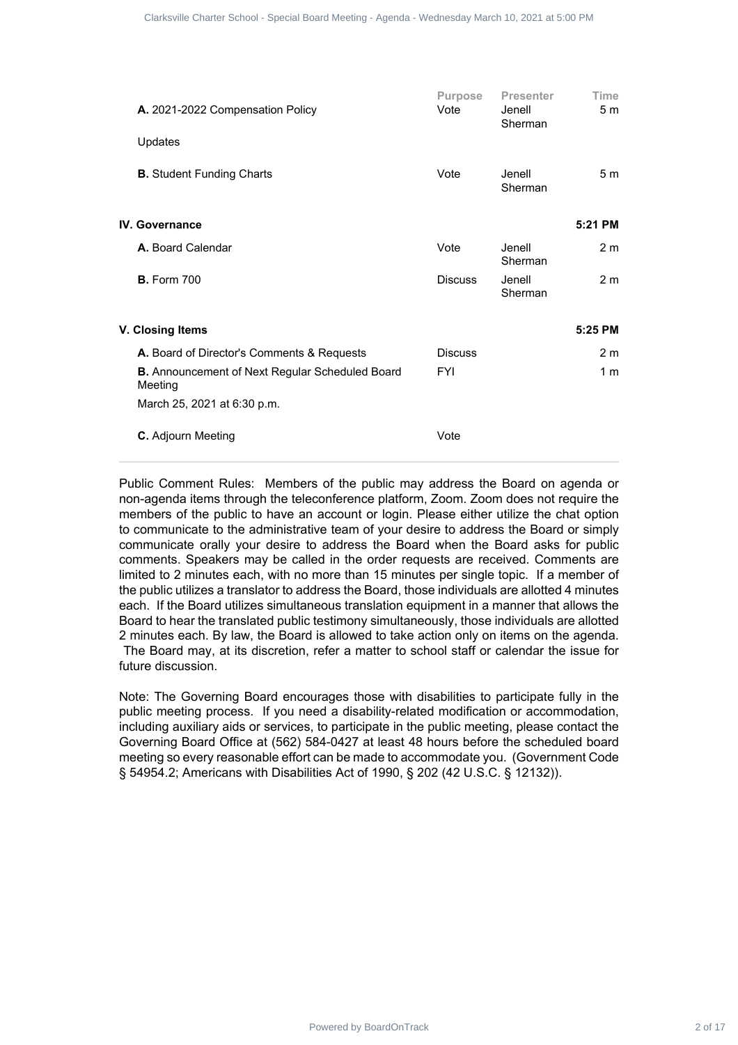| | Purpose | Presenter | Time |
|---|---|---|---|
| **A.** 2021-2022 Compensation Policy | Vote | Jenell Sherman | 5 m |
| Updates | | | |
| **B.** Student Funding Charts | Vote | Jenell Sherman | 5 m |
| **IV. Governance** | | | **5:21 PM** |
| **A.** Board Calendar | Vote | Jenell Sherman | 2 m |
| **B.** Form 700 | Discuss | Jenell Sherman | 2 m |
| **V. Closing Items** | | | **5:25 PM** |
| **A.** Board of Director's Comments & Requests | Discuss | | 2 m |
| **B.** Announcement of Next Regular Scheduled Board Meeting | FYI | | 1 m |
| March 25, 2021 at 6:30 p.m. | | | |
| **C.** Adjourn Meeting | Vote | | |

Public Comment Rules: Members of the public may address the Board on agenda or non-agenda items through the teleconference platform, Zoom. Zoom does not require the members of the public to have an account or login. Please either utilize the chat option to communicate to the administrative team of your desire to address the Board or simply communicate orally your desire to address the Board when the Board asks for public comments. Speakers may be called in the order requests are received. Comments are limited to 2 minutes each, with no more than 15 minutes per single topic. If a member of the public utilizes a translator to address the Board, those individuals are allotted 4 minutes each. If the Board utilizes simultaneous translation equipment in a manner that allows the Board to hear the translated public testimony simultaneously, those individuals are allotted 2 minutes each. By law, the Board is allowed to take action only on items on the agenda. The Board may, at its discretion, refer a matter to school staff or calendar the issue for future discussion.

Note: The Governing Board encourages those with disabilities to participate fully in the public meeting process. If you need a disability-related modification or accommodation, including auxiliary aids or services, to participate in the public meeting, please contact the Governing Board Office at (562) 584-0427 at least 48 hours before the scheduled board meeting so every reasonable effort can be made to accommodate you. (Government Code § 54954.2; Americans with Disabilities Act of 1990, § 202 (42 U.S.C. § 12132)).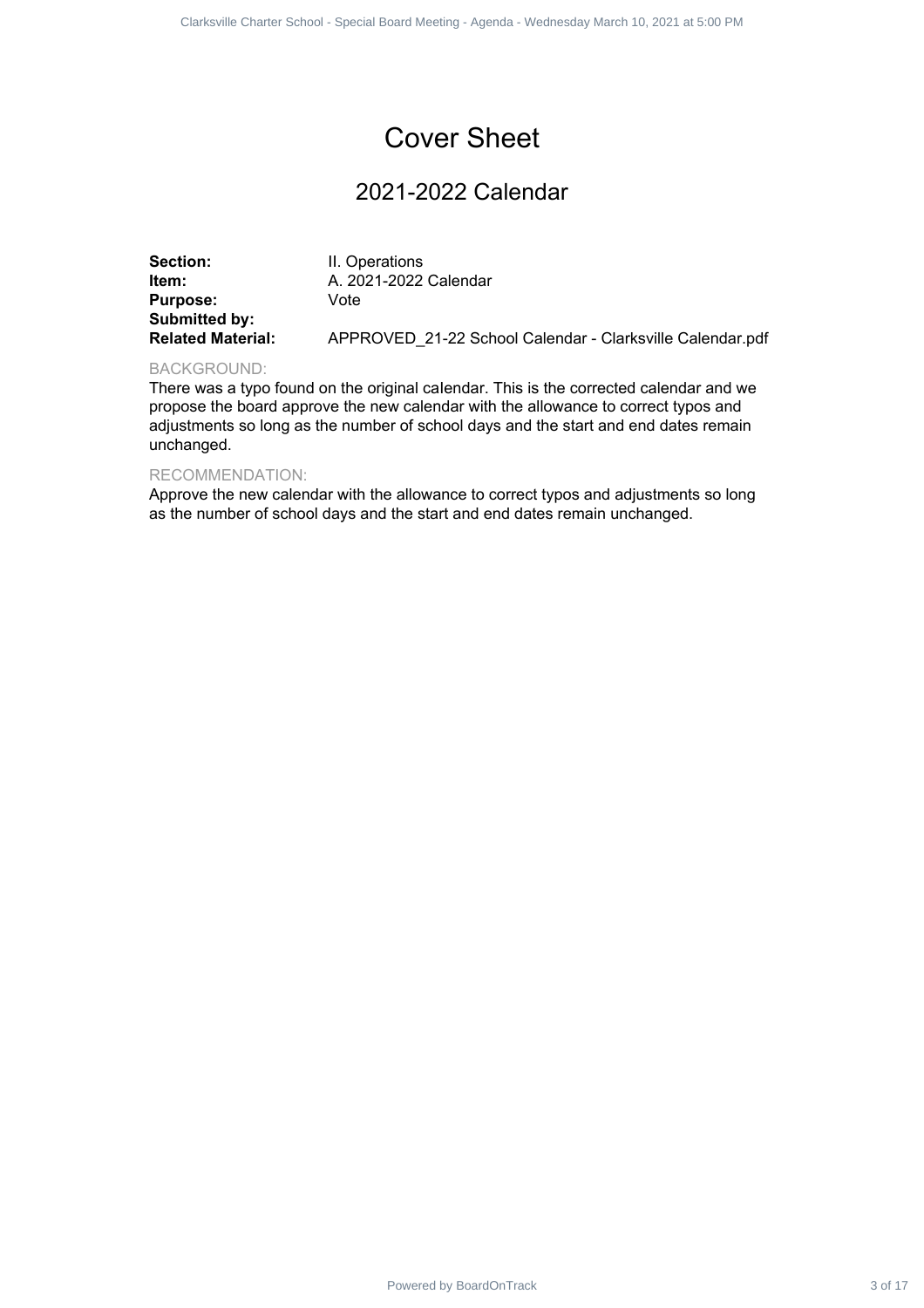# Cover Sheet

## 2021-2022 Calendar

**Section:** II. Operations
**Item:** A. 2021-2022 Calendar
**Purpose:** Vote
**Submitted by:**
**Related Material:** APPROVED_21-22 School Calendar - Clarksville Calendar.pdf

BACKGROUND:

There was a typo found on the original calendar. This is the corrected calendar and we propose the board approve the new calendar with the allowance to correct typos and adjustments so long as the number of school days and the start and end dates remain unchanged.

RECOMMENDATION:

Approve the new calendar with the allowance to correct typos and adjustments so long as the number of school days and the start and end dates remain unchanged.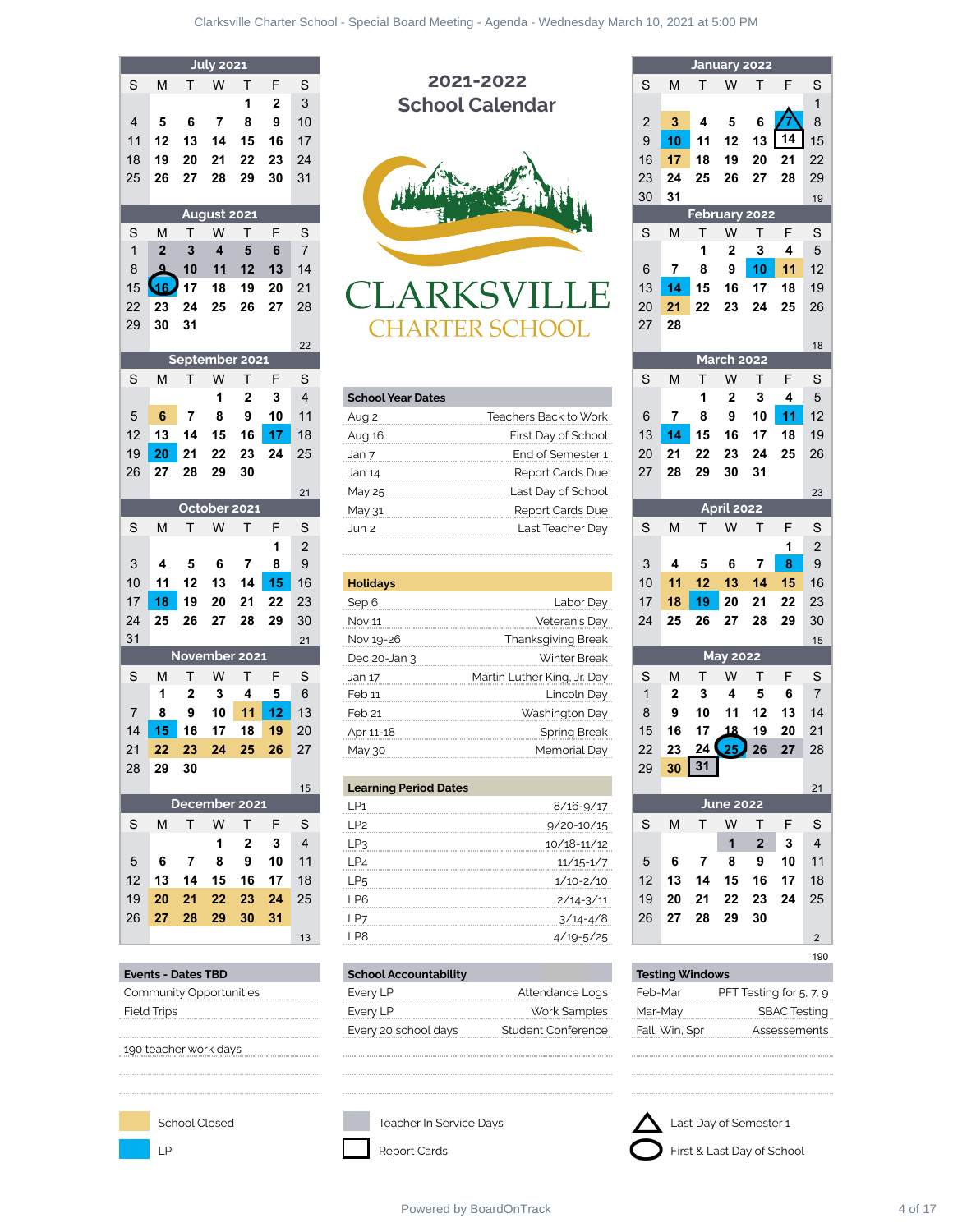# 2021-2022 School Calendar

CLARKSVILLE CHARTER SCHOOL

## July 2021

| S | M | T | W | T | F | S |
|---|---|---|---|---|---|---|
| | | | | 1 | 2 | 3 |
| 4 | 5 | 6 | 7 | 8 | 9 | 10 |
| 11 | 12 | 13 | 14 | 15 | 16 | 17 |
| 18 | 19 | 20 | 21 | 22 | 23 | 24 |
| 25 | 26 | 27 | 28 | 29 | 30 | 31 |

## August 2021

| S | M | T | W | T | F | S |
|---|---|---|---|---|---|---|
| 1 | 2 | 3 | 4 | 5 | 6 | 7 |
| 8 | 9 | 10 | 11 | 12 | 13 | 14 |
| 15 | 16 | 17 | 18 | 19 | 20 | 21 |
| 22 | 23 | 24 | 25 | 26 | 27 | 28 |
| 29 | 30 | 31 | | | | |

22

## September 2021

| S | M | T | W | T | F | S |
|---|---|---|---|---|---|---|
| | | | 1 | 2 | 3 | 4 |
| 5 | 6 | 7 | 8 | 9 | 10 | 11 |
| 12 | 13 | 14 | 15 | 16 | 17 | 18 |
| 19 | 20 | 21 | 22 | 23 | 24 | 25 |
| 26 | 27 | 28 | 29 | 30 | | |

21

## October 2021

| S | M | T | W | T | F | S |
|---|---|---|---|---|---|---|
| | | | | | 1 | 2 |
| 3 | 4 | 5 | 6 | 7 | 8 | 9 |
| 10 | 11 | 12 | 13 | 14 | 15 | 16 |
| 17 | 18 | 19 | 20 | 21 | 22 | 23 |
| 24 | 25 | 26 | 27 | 28 | 29 | 30 |
| 31 | | | | | | |

21

## November 2021

| S | M | T | W | T | F | S |
|---|---|---|---|---|---|---|
| | 1 | 2 | 3 | 4 | 5 | 6 |
| 7 | 8 | 9 | 10 | 11 | 12 | 13 |
| 14 | 15 | 16 | 17 | 18 | 19 | 20 |
| 21 | 22 | 23 | 24 | 25 | 26 | 27 |
| 28 | 29 | 30 | | | | |

15

## December 2021

| S | M | T | W | T | F | S |
|---|---|---|---|---|---|---|
| | | | 1 | 2 | 3 | 4 |
| 5 | 6 | 7 | 8 | 9 | 10 | 11 |
| 12 | 13 | 14 | 15 | 16 | 17 | 18 |
| 19 | 20 | 21 | 22 | 23 | 24 | 25 |
| 26 | 27 | 28 | 29 | 30 | 31 | |

13

## January 2022

| S | M | T | W | T | F | S |
|---|---|---|---|---|---|---|
| | | | | | | 1 |
| 2 | 3 | 4 | 5 | 6 | 7 | 8 |
| 9 | 10 | 11 | 12 | 13 | 14 | 15 |
| 16 | 17 | 18 | 19 | 20 | 21 | 22 |
| 23 | 24 | 25 | 26 | 27 | 28 | 29 |
| 30 | 31 | | | | | |

19

## February 2022

| S | M | T | W | T | F | S |
|---|---|---|---|---|---|---|
| | | 1 | 2 | 3 | 4 | 5 |
| 6 | 7 | 8 | 9 | 10 | 11 | 12 |
| 13 | 14 | 15 | 16 | 17 | 18 | 19 |
| 20 | 21 | 22 | 23 | 24 | 25 | 26 |
| 27 | 28 | | | | | |

18

## March 2022

| S | M | T | W | T | F | S |
|---|---|---|---|---|---|---|
| | | 1 | 2 | 3 | 4 | 5 |
| 6 | 7 | 8 | 9 | 10 | 11 | 12 |
| 13 | 14 | 15 | 16 | 17 | 18 | 19 |
| 20 | 21 | 22 | 23 | 24 | 25 | 26 |
| 27 | 28 | 29 | 30 | 31 | | |

23

## April 2022

| S | M | T | W | T | F | S |
|---|---|---|---|---|---|---|
| | | | | | 1 | 2 |
| 3 | 4 | 5 | 6 | 7 | 8 | 9 |
| 10 | 11 | 12 | 13 | 14 | 15 | 16 |
| 17 | 18 | 19 | 20 | 21 | 22 | 23 |
| 24 | 25 | 26 | 27 | 28 | 29 | 30 |

15

## May 2022

| S | M | T | W | T | F | S |
|---|---|---|---|---|---|---|
| 1 | 2 | 3 | 4 | 5 | 6 | 7 |
| 8 | 9 | 10 | 11 | 12 | 13 | 14 |
| 15 | 16 | 17 | 18 | 19 | 20 | 21 |
| 22 | 23 | 24 | 25 | 26 | 27 | 28 |
| 29 | 30 | 31 | | | | |

21

## June 2022

| S | M | T | W | T | F | S |
|---|---|---|---|---|---|---|
| | | | 1 | 2 | 3 | 4 |
| 5 | 6 | 7 | 8 | 9 | 10 | 11 |
| 12 | 13 | 14 | 15 | 16 | 17 | 18 |
| 19 | 20 | 21 | 22 | 23 | 24 | 25 |
| 26 | 27 | 28 | 29 | 30 | | |

2

190

## School Year Dates

| Date | Event |
|---|---|
| Aug 2 | Teachers Back to Work |
| Aug 16 | First Day of School |
| Jan 7 | End of Semester 1 |
| Jan 14 | Report Cards Due |
| May 25 | Last Day of School |
| May 31 | Report Cards Due |
| Jun 2 | Last Teacher Day |

## Holidays

| Date | Holiday |
|---|---|
| Sep 6 | Labor Day |
| Nov 11 | Veteran's Day |
| Nov 19-26 | Thanksgiving Break |
| Dec 20-Jan 3 | Winter Break |
| Jan 17 | Martin Luther King, Jr. Day |
| Feb 11 | Lincoln Day |
| Feb 21 | Washington Day |
| Apr 11-18 | Spring Break |
| May 30 | Memorial Day |

## Learning Period Dates

| LP | Dates |
|---|---|
| LP1 | 8/16-9/17 |
| LP2 | 9/20-10/15 |
| LP3 | 10/18-11/12 |
| LP4 | 11/15-1/7 |
| LP5 | 1/10-2/10 |
| LP6 | 2/14-3/11 |
| LP7 | 3/14-4/8 |
| LP8 | 4/19-5/25 |

## Events - Dates TBD

- Community Opportunities
- Field Trips
- 190 teacher work days

## School Accountability

| When | Item |
|---|---|
| Every LP | Attendance Logs |
| Every LP | Work Samples |
| Every 20 school days | Student Conference |

## Testing Windows

| When | Test |
|---|---|
| Feb-Mar | PFT Testing for 5, 7, 9 |
| Mar-May | SBAC Testing |
| Fall, Win, Spr | Assessments |

## Legend

- School Closed
- LP
- Teacher In Service Days
- Report Cards
- Last Day of Semester 1
- First & Last Day of School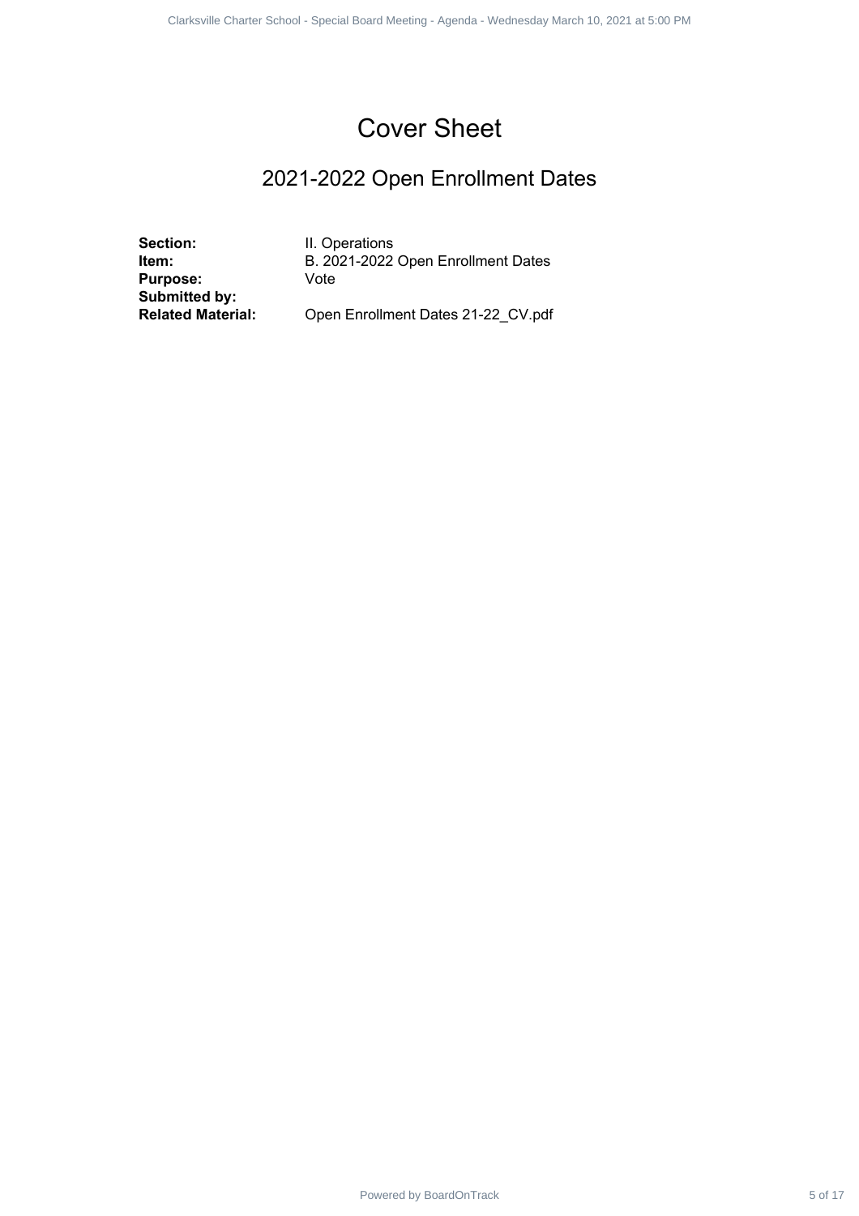# Cover Sheet

## 2021-2022 Open Enrollment Dates

**Section:** II. Operations
**Item:** B. 2021-2022 Open Enrollment Dates
**Purpose:** Vote
**Submitted by:**
**Related Material:** Open Enrollment Dates 21-22_CV.pdf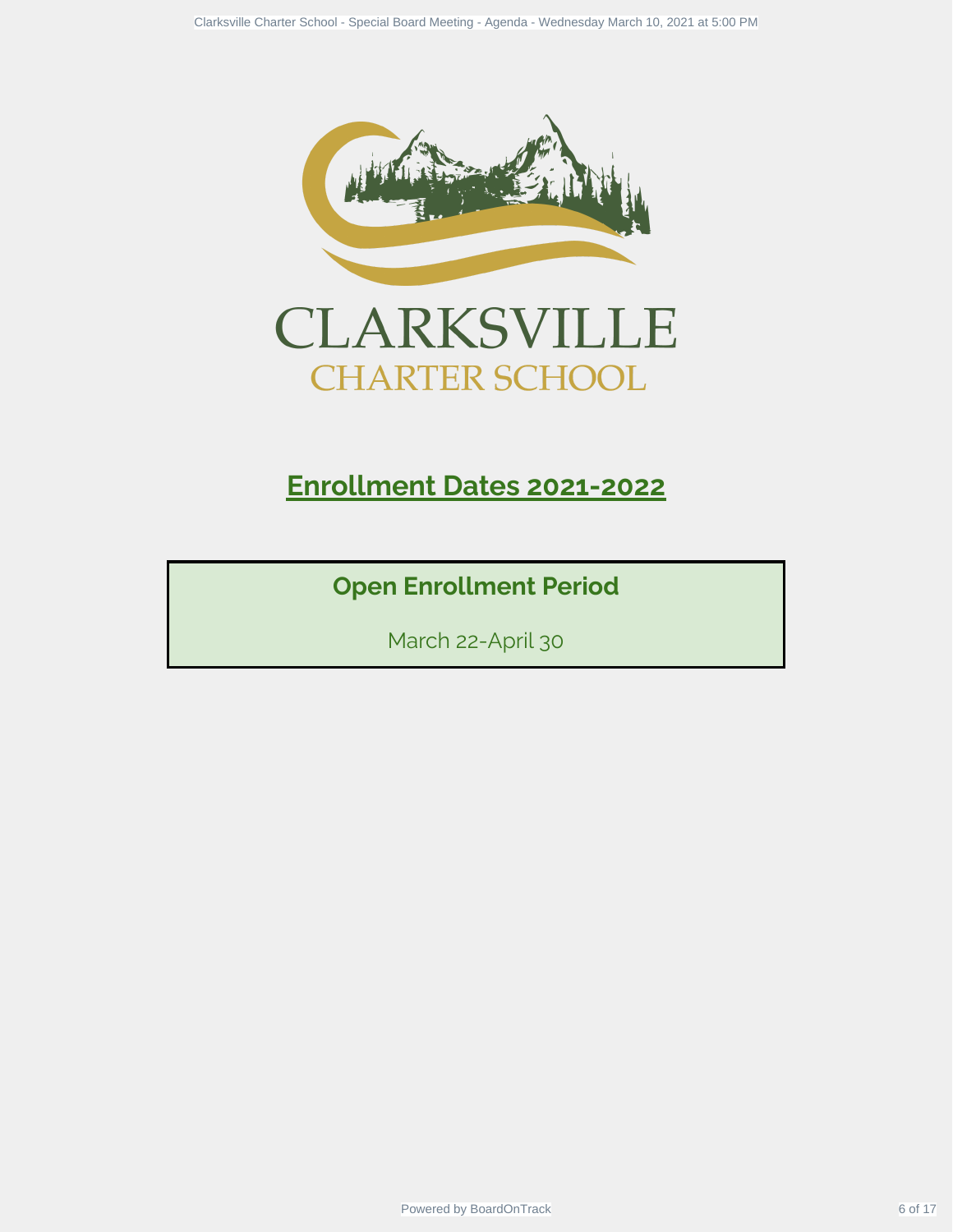CLARKSVILLE
CHARTER SCHOOL

# Enrollment Dates 2021-2022

## Open Enrollment Period

March 22-April 30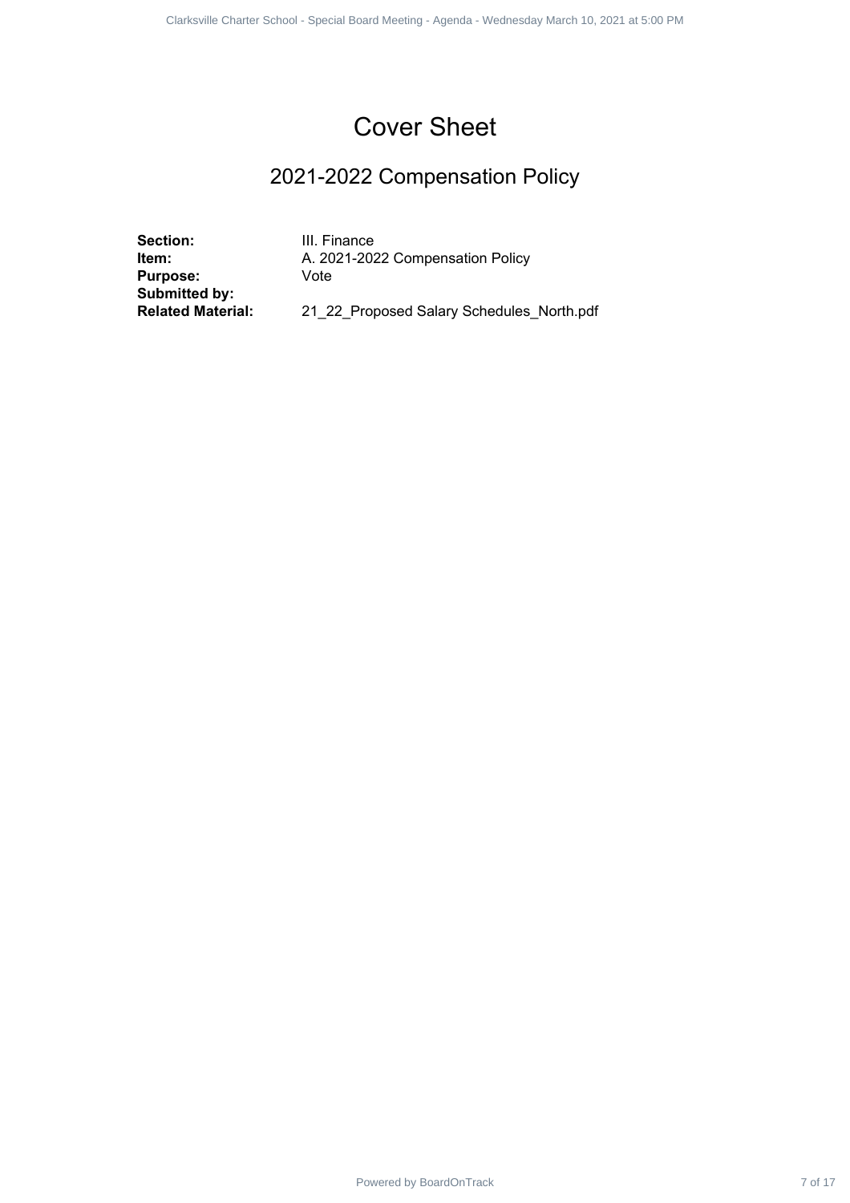# Cover Sheet

## 2021-2022 Compensation Policy

**Section:** III. Finance
**Item:** A. 2021-2022 Compensation Policy
**Purpose:** Vote
**Submitted by:**
**Related Material:** 21_22_Proposed Salary Schedules_North.pdf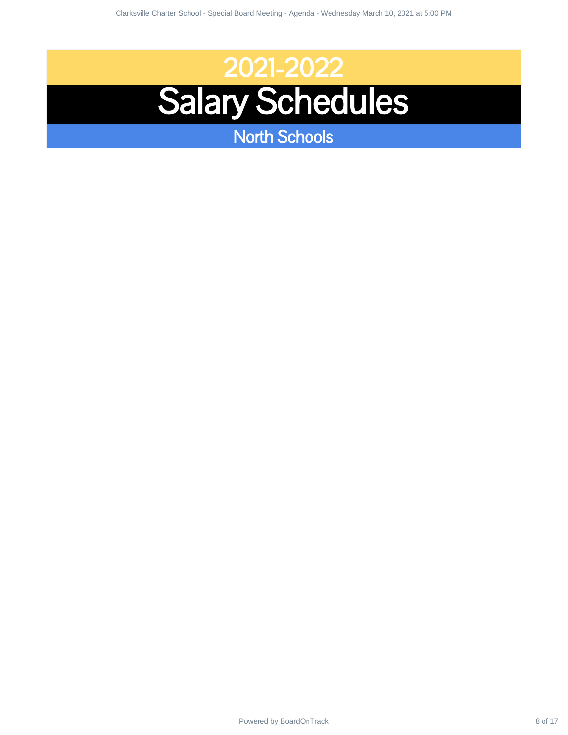# 2021-2022

# Salary Schedules

## North Schools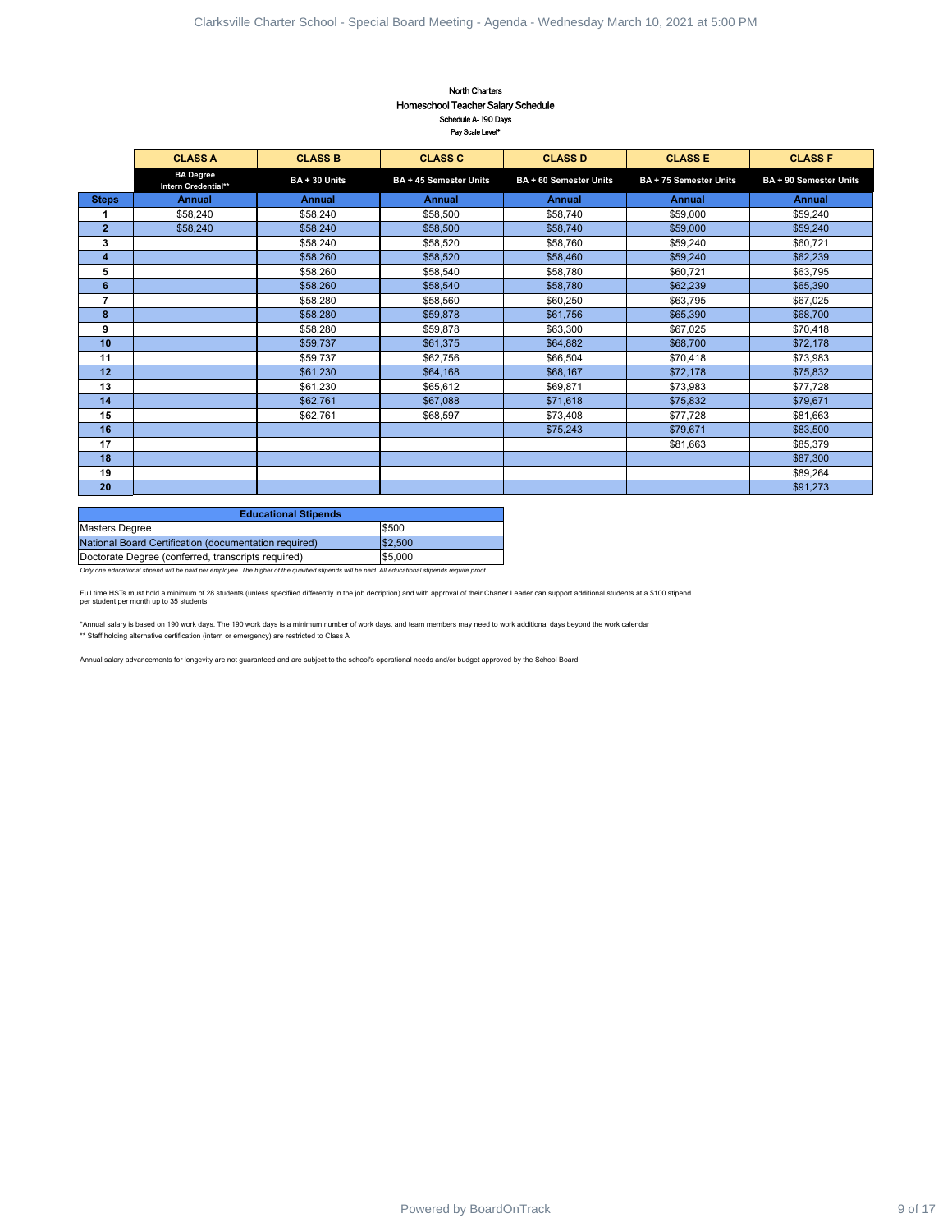North Charters

Homeschool Teacher Salary Schedule

Schedule A- 190 Days

Pay Scale Level*

| | CLASS A | CLASS B | CLASS C | CLASS D | CLASS E | CLASS F |
|---|---|---|---|---|---|---|
| | BA Degree Intern Credential** | BA + 30 Units | BA + 45 Semester Units | BA + 60 Semester Units | BA + 75 Semester Units | BA + 90 Semester Units |
| Steps | Annual | Annual | Annual | Annual | Annual | Annual |
| 1 | $58,240 | $58,240 | $58,500 | $58,740 | $59,000 | $59,240 |
| 2 | $58,240 | $58,240 | $58,500 | $58,740 | $59,000 | $59,240 |
| 3 | | $58,240 | $58,520 | $58,760 | $59,240 | $60,721 |
| 4 | | $58,260 | $58,520 | $58,460 | $59,240 | $62,239 |
| 5 | | $58,260 | $58,540 | $58,780 | $60,721 | $63,795 |
| 6 | | $58,260 | $58,540 | $58,780 | $62,239 | $65,390 |
| 7 | | $58,280 | $58,560 | $60,250 | $63,795 | $67,025 |
| 8 | | $58,280 | $59,878 | $61,756 | $65,390 | $68,700 |
| 9 | | $58,280 | $59,878 | $63,300 | $67,025 | $70,418 |
| 10 | | $59,737 | $61,375 | $64,882 | $68,700 | $72,178 |
| 11 | | $59,737 | $62,756 | $66,504 | $70,418 | $73,983 |
| 12 | | $61,230 | $64,168 | $68,167 | $72,178 | $75,832 |
| 13 | | $61,230 | $65,612 | $69,871 | $73,983 | $77,728 |
| 14 | | $62,761 | $67,088 | $71,618 | $75,832 | $79,671 |
| 15 | | $62,761 | $68,597 | $73,408 | $77,728 | $81,663 |
| 16 | | | | $75,243 | $79,671 | $83,500 |
| 17 | | | | | $81,663 | $85,379 |
| 18 | | | | | | $87,300 |
| 19 | | | | | | $89,264 |
| 20 | | | | | | $91,273 |

| Educational Stipends | |
|---|---|
| Masters Degree | $500 |
| National Board Certification (documentation required) | $2,500 |
| Doctorate Degree (conferred, transcripts required) | $5,000 |

*Only one educational stipend will be paid per employee. The higher of the qualified stipends will be paid. All educational stipends require proof*

Full time HSTs must hold a minimum of 28 students (unless specified differently in the job decription) and with approval of their Charter Leader can support additional students at a $100 stipend per student per month up to 35 students

*Annual salary is based on 190 work days. The 190 work days is a minimum number of work days, and team members may need to work additional days beyond the work calendar

** Staff holding alternative certification (intern or emergency) are restricted to Class A

Annual salary advancements for longevity are not guaranteed and are subject to the school's operational needs and/or budget approved by the School Board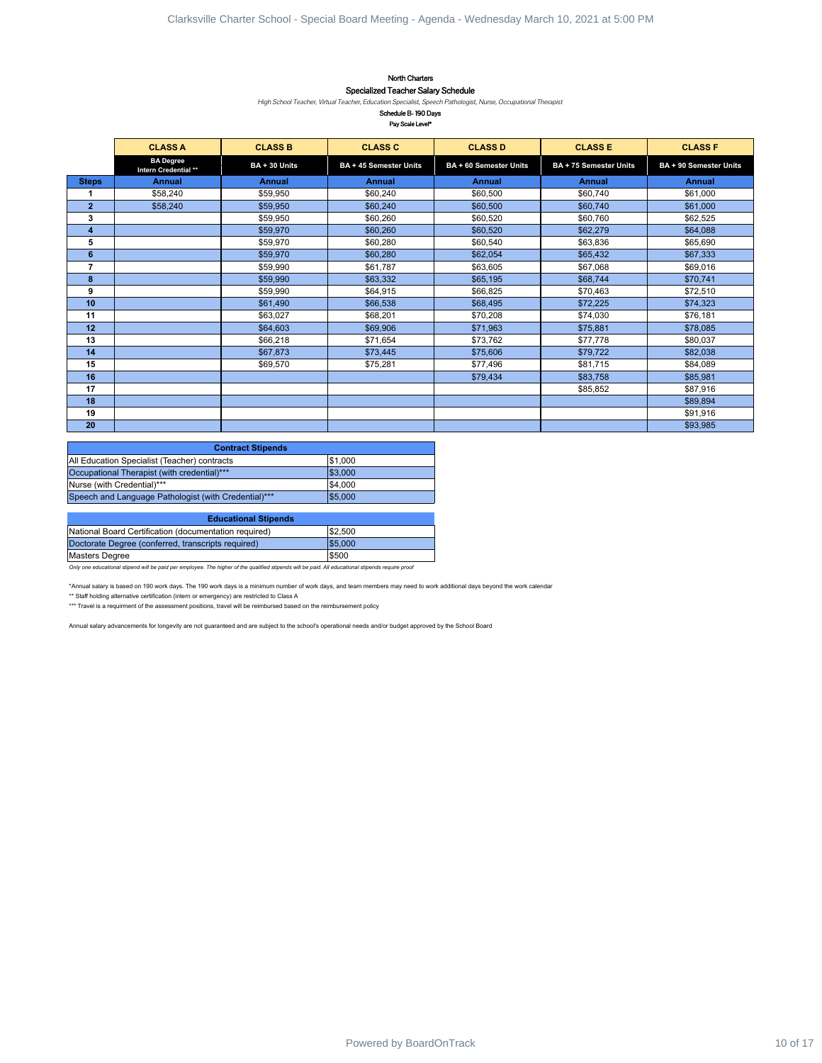**North Charters**

**Specialized Teacher Salary Schedule**

*High School Teacher, Virtual Teacher, Education Specialist, Speech Pathologist, Nurse, Occupational Therapist*

**Schedule B- 190 Days**

**Pay Scale Level***

| | CLASS A | CLASS B | CLASS C | CLASS D | CLASS E | CLASS F |
|---|---|---|---|---|---|---|
| | BA Degree Intern Credential ** | BA + 30 Units | BA + 45 Semester Units | BA + 60 Semester Units | BA + 75 Semester Units | BA + 90 Semester Units |
| **Steps** | **Annual** | **Annual** | **Annual** | **Annual** | **Annual** | **Annual** |
| 1 | $58,240 | $59,950 | $60,240 | $60,500 | $60,740 | $61,000 |
| 2 | $58,240 | $59,950 | $60,240 | $60,500 | $60,740 | $61,000 |
| 3 | | $59,950 | $60,260 | $60,520 | $60,760 | $62,525 |
| 4 | | $59,970 | $60,260 | $60,520 | $62,279 | $64,088 |
| 5 | | $59,970 | $60,280 | $60,540 | $63,836 | $65,690 |
| 6 | | $59,970 | $60,280 | $62,054 | $65,432 | $67,333 |
| 7 | | $59,990 | $61,787 | $63,605 | $67,068 | $69,016 |
| 8 | | $59,990 | $63,332 | $65,195 | $68,744 | $70,741 |
| 9 | | $59,990 | $64,915 | $66,825 | $70,463 | $72,510 |
| 10 | | $61,490 | $66,538 | $68,495 | $72,225 | $74,323 |
| 11 | | $63,027 | $68,201 | $70,208 | $74,030 | $76,181 |
| 12 | | $64,603 | $69,906 | $71,963 | $75,881 | $78,085 |
| 13 | | $66,218 | $71,654 | $73,762 | $77,778 | $80,037 |
| 14 | | $67,873 | $73,445 | $75,606 | $79,722 | $82,038 |
| 15 | | $69,570 | $75,281 | $77,496 | $81,715 | $84,089 |
| 16 | | | | $79,434 | $83,758 | $85,981 |
| 17 | | | | | $85,852 | $87,916 |
| 18 | | | | | | $89,894 |
| 19 | | | | | | $91,916 |
| 20 | | | | | | $93,985 |

| Contract Stipends | |
|---|---|
| All Education Specialist (Teacher) contracts | $1,000 |
| Occupational Therapist (with credential)*** | $3,000 |
| Nurse (with Credential)*** | $4,000 |
| Speech and Language Pathologist (with Credential)*** | $5,000 |

| Educational Stipends | |
|---|---|
| National Board Certification (documentation required) | $2,500 |
| Doctorate Degree (conferred, transcripts required) | $5,000 |
| Masters Degree | $500 |

*Only one educational stipend will be paid per employee. The higher of the qualified stipends will be paid. All educational stipends require proof*

*Annual salary is based on 190 work days. The 190 work days is a minimum number of work days, and team members may need to work additional days beyond the work calendar

** Staff holding alternative certification (intern or emergency) are restricted to Class A

*** Travel is a requirment of the assessment positions, travel will be reimbursed based on the reimbursement policy

Annual salary advancements for longevity are not guaranteed and are subject to the school's operational needs and/or budget approved by the School Board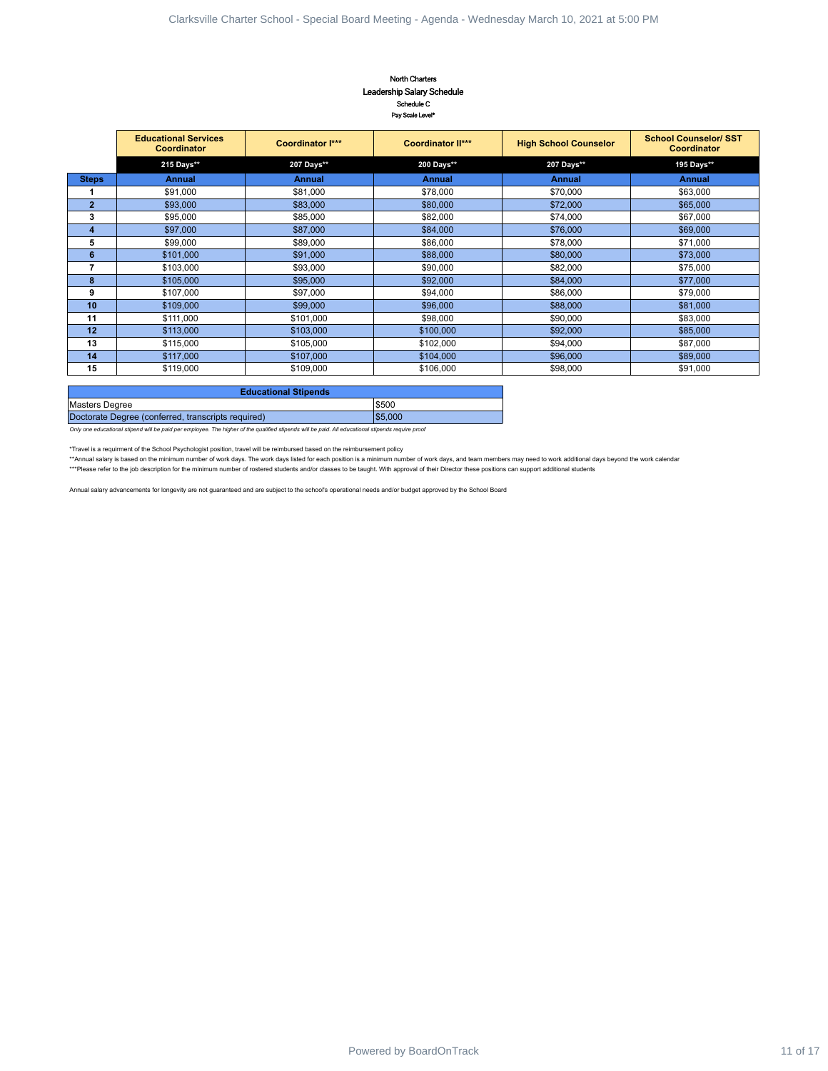North Charters

Leadership Salary Schedule

Schedule C

Pay Scale Level*

| | Educational Services Coordinator | Coordinator I*** | Coordinator II*** | High School Counselor | School Counselor/ SST Coordinator |
|---|---|---|---|---|---|
| | 215 Days** | 207 Days** | 200 Days** | 207 Days** | 195 Days** |
| **Steps** | **Annual** | **Annual** | **Annual** | **Annual** | **Annual** |
| 1 | $91,000 | $81,000 | $78,000 | $70,000 | $63,000 |
| 2 | $93,000 | $83,000 | $80,000 | $72,000 | $65,000 |
| 3 | $95,000 | $85,000 | $82,000 | $74,000 | $67,000 |
| 4 | $97,000 | $87,000 | $84,000 | $76,000 | $69,000 |
| 5 | $99,000 | $89,000 | $86,000 | $78,000 | $71,000 |
| 6 | $101,000 | $91,000 | $88,000 | $80,000 | $73,000 |
| 7 | $103,000 | $93,000 | $90,000 | $82,000 | $75,000 |
| 8 | $105,000 | $95,000 | $92,000 | $84,000 | $77,000 |
| 9 | $107,000 | $97,000 | $94,000 | $86,000 | $79,000 |
| 10 | $109,000 | $99,000 | $96,000 | $88,000 | $81,000 |
| 11 | $111,000 | $101,000 | $98,000 | $90,000 | $83,000 |
| 12 | $113,000 | $103,000 | $100,000 | $92,000 | $85,000 |
| 13 | $115,000 | $105,000 | $102,000 | $94,000 | $87,000 |
| 14 | $117,000 | $107,000 | $104,000 | $96,000 | $89,000 |
| 15 | $119,000 | $109,000 | $106,000 | $98,000 | $91,000 |

| Educational Stipends | |
|---|---|
| Masters Degree | $500 |
| Doctorate Degree (conferred, transcripts required) | $5,000 |

*Only one educational stipend will be paid per employee. The higher of the qualified stipends will be paid. All educational stipends require proof*

*Travel is a requirment of the School Psychologist position, travel will be reimbursed based on the reimbursement policy

**Annual salary is based on the minimum number of work days. The work days listed for each position is a minimum number of work days, and team members may need to work additional days beyond the work calendar

***Please refer to the job description for the minimum number of rostered students and/or classes to be taught. With approval of their Director these positions can support additional students

Annual salary advancements for longevity are not guaranteed and are subject to the school's operational needs and/or budget approved by the School Board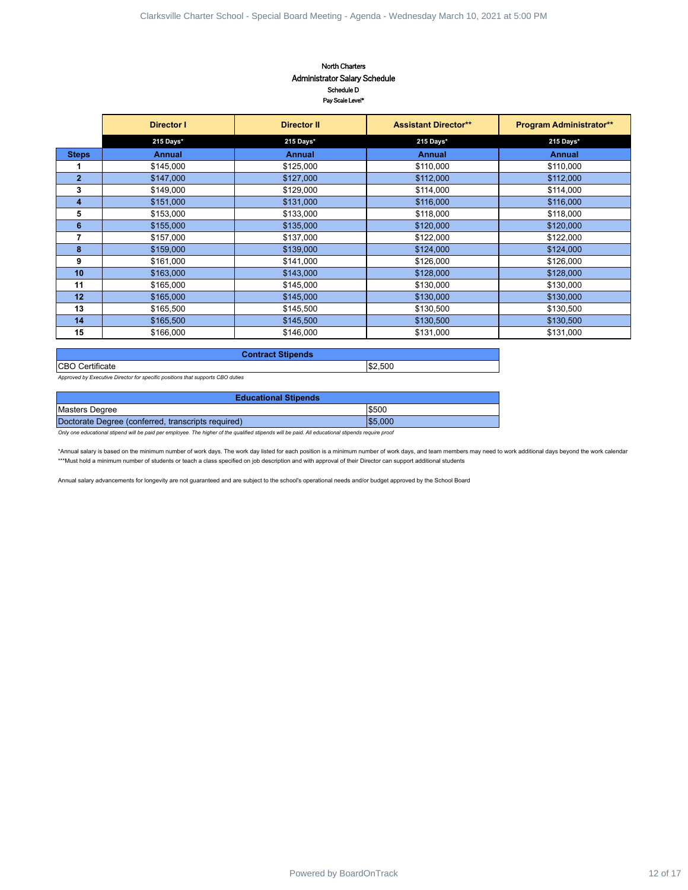North Charters

Administrator Salary Schedule

Schedule D

Pay Scale Level*

| | Director I | Director II | Assistant Director** | Program Administrator** |
|---|---|---|---|---|
| | 215 Days* | 215 Days* | 215 Days* | 215 Days* |
| **Steps** | **Annual** | **Annual** | **Annual** | **Annual** |
| 1 | $145,000 | $125,000 | $110,000 | $110,000 |
| 2 | $147,000 | $127,000 | $112,000 | $112,000 |
| 3 | $149,000 | $129,000 | $114,000 | $114,000 |
| 4 | $151,000 | $131,000 | $116,000 | $116,000 |
| 5 | $153,000 | $133,000 | $118,000 | $118,000 |
| 6 | $155,000 | $135,000 | $120,000 | $120,000 |
| 7 | $157,000 | $137,000 | $122,000 | $122,000 |
| 8 | $159,000 | $139,000 | $124,000 | $124,000 |
| 9 | $161,000 | $141,000 | $126,000 | $126,000 |
| 10 | $163,000 | $143,000 | $128,000 | $128,000 |
| 11 | $165,000 | $145,000 | $130,000 | $130,000 |
| 12 | $165,000 | $145,000 | $130,000 | $130,000 |
| 13 | $165,500 | $145,500 | $130,500 | $130,500 |
| 14 | $165,500 | $145,500 | $130,500 | $130,500 |
| 15 | $166,000 | $146,000 | $131,000 | $131,000 |

| Contract Stipends | |
|---|---|
| CBO Certificate | $2,500 |

*Approved by Executive Director for specific positions that supports CBO duties*

| Educational Stipends | |
|---|---|
| Masters Degree | $500 |
| Doctorate Degree (conferred, transcripts required) | $5,000 |

*Only one educational stipend will be paid per employee. The higher of the qualified stipends will be paid. All educational stipends require proof*

*Annual salary is based on the minimum number of work days. The work day listed for each position is a minimum number of work days, and team members may need to work additional days beyond the work calendar

***Must hold a minimum number of students or teach a class specified on job description and with approval of their Director can support additional students

Annual salary advancements for longevity are not guaranteed and are subject to the school's operational needs and/or budget approved by the School Board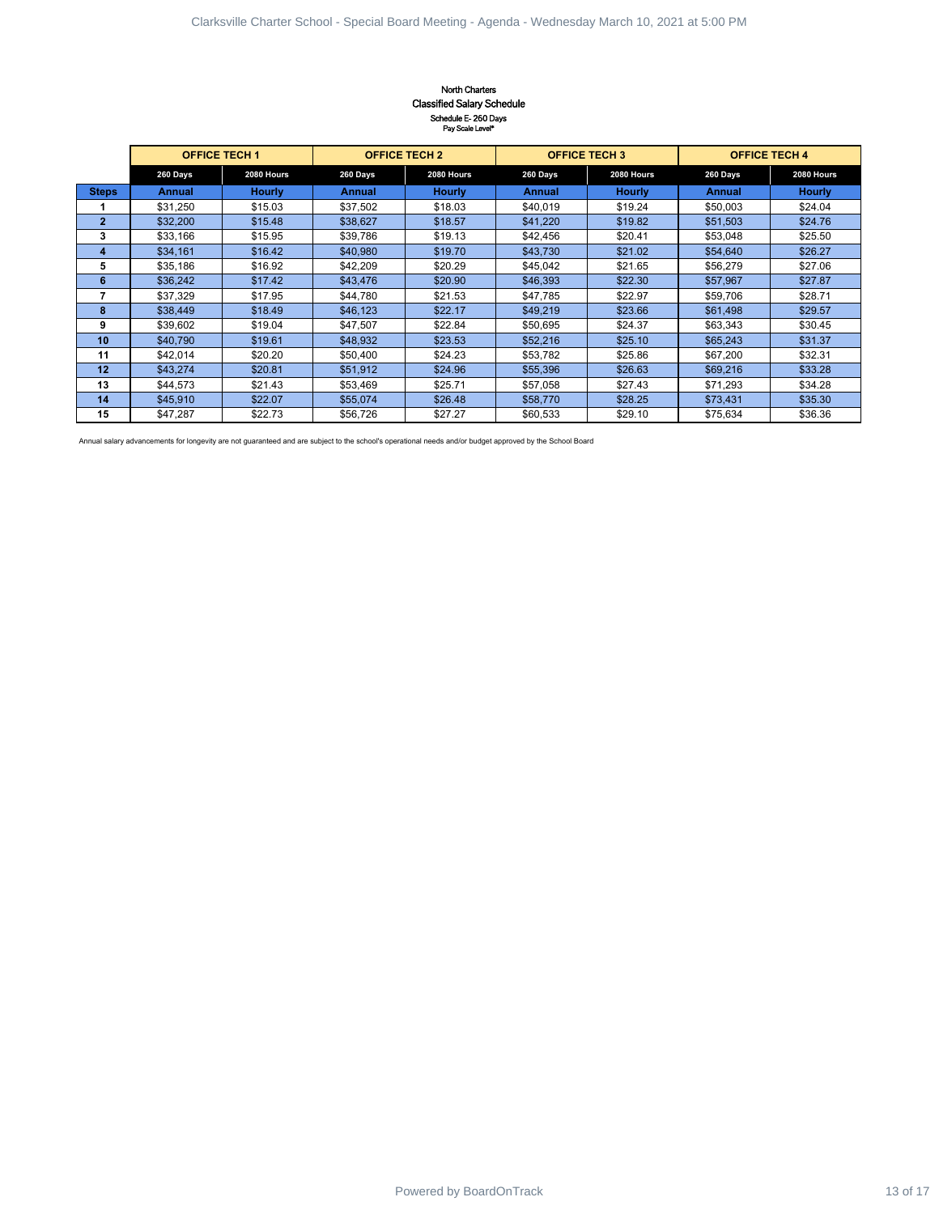North Charters

Classified Salary Schedule

Schedule E- 260 Days

Pay Scale Level*

| | OFFICE TECH 1 | | OFFICE TECH 2 | | OFFICE TECH 3 | | OFFICE TECH 4 | |
|---|---|---|---|---|---|---|---|---|
| | 260 Days | 2080 Hours | 260 Days | 2080 Hours | 260 Days | 2080 Hours | 260 Days | 2080 Hours |
| **Steps** | **Annual** | **Hourly** | **Annual** | **Hourly** | **Annual** | **Hourly** | **Annual** | **Hourly** |
| 1 | $31,250 | $15.03 | $37,502 | $18.03 | $40,019 | $19.24 | $50,003 | $24.04 |
| 2 | $32,200 | $15.48 | $38,627 | $18.57 | $41,220 | $19.82 | $51,503 | $24.76 |
| 3 | $33,166 | $15.95 | $39,786 | $19.13 | $42,456 | $20.41 | $53,048 | $25.50 |
| 4 | $34,161 | $16.42 | $40,980 | $19.70 | $43,730 | $21.02 | $54,640 | $26.27 |
| 5 | $35,186 | $16.92 | $42,209 | $20.29 | $45,042 | $21.65 | $56,279 | $27.06 |
| 6 | $36,242 | $17.42 | $43,476 | $20.90 | $46,393 | $22.30 | $57,967 | $27.87 |
| 7 | $37,329 | $17.95 | $44,780 | $21.53 | $47,785 | $22.97 | $59,706 | $28.71 |
| 8 | $38,449 | $18.49 | $46,123 | $22.17 | $49,219 | $23.66 | $61,498 | $29.57 |
| 9 | $39,602 | $19.04 | $47,507 | $22.84 | $50,695 | $24.37 | $63,343 | $30.45 |
| 10 | $40,790 | $19.61 | $48,932 | $23.53 | $52,216 | $25.10 | $65,243 | $31.37 |
| 11 | $42,014 | $20.20 | $50,400 | $24.23 | $53,782 | $25.86 | $67,200 | $32.31 |
| 12 | $43,274 | $20.81 | $51,912 | $24.96 | $55,396 | $26.63 | $69,216 | $33.28 |
| 13 | $44,573 | $21.43 | $53,469 | $25.71 | $57,058 | $27.43 | $71,293 | $34.28 |
| 14 | $45,910 | $22.07 | $55,074 | $26.48 | $58,770 | $28.25 | $73,431 | $35.30 |
| 15 | $47,287 | $22.73 | $56,726 | $27.27 | $60,533 | $29.10 | $75,634 | $36.36 |

Annual salary advancements for longevity are not guaranteed and are subject to the school's operational needs and/or budget approved by the School Board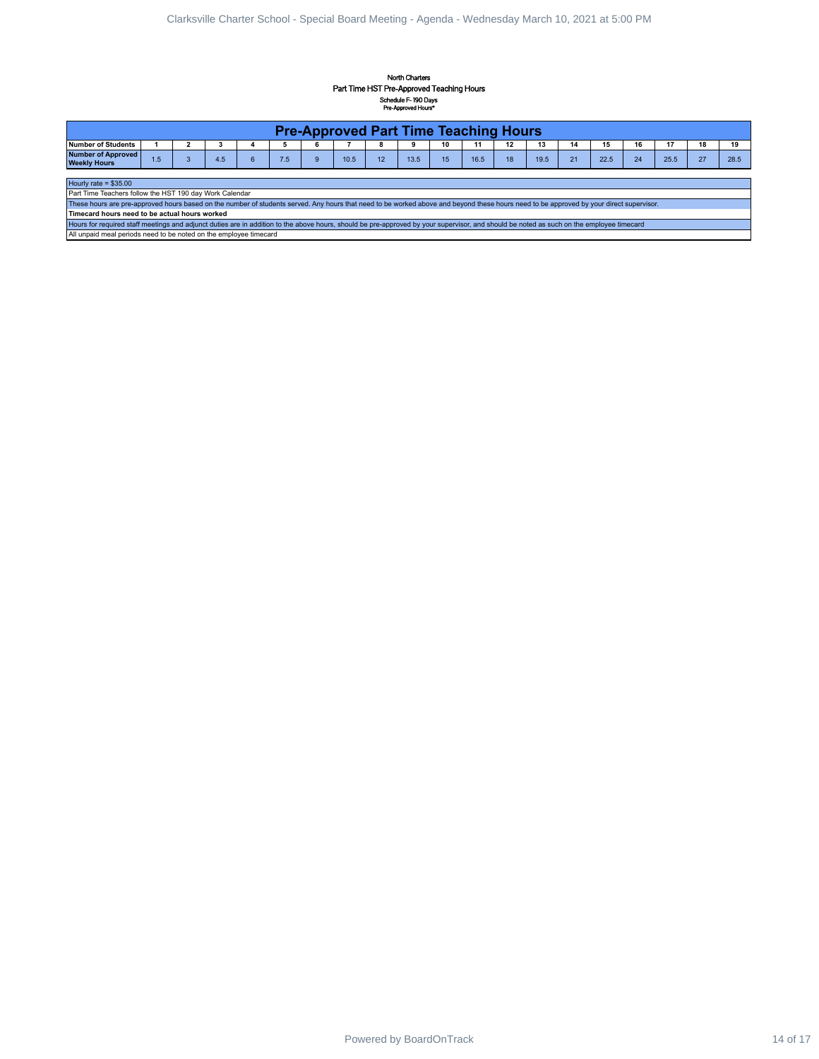North Charters
Part Time HST Pre-Approved Teaching Hours
Schedule F- 190 Days
Pre-Approved Hours*

| Pre-Approved Part Time Teaching Hours | | | | | | | | | | | | | | | | | | | |
|---|---|---|---|---|---|---|---|---|---|---|---|---|---|---|---|---|---|---|---|
| **Number of Students** | **1** | **2** | **3** | **4** | **5** | **6** | **7** | **8** | **9** | **10** | **11** | **12** | **13** | **14** | **15** | **16** | **17** | **18** | **19** |
| **Number of Approved Weekly Hours** | 1.5 | 3 | 4.5 | 6 | 7.5 | 9 | 10.5 | 12 | 13.5 | 15 | 16.5 | 18 | 19.5 | 21 | 22.5 | 24 | 25.5 | 27 | 28.5 |

Hourly rate = $35.00

Part Time Teachers follow the HST 190 day Work Calendar

These hours are pre-approved hours based on the number of students served. Any hours that need to be worked above and beyond these hours need to be approved by your direct supervisor.

**Timecard hours need to be actual hours worked**

Hours for required staff meetings and adjunct duties are in addition to the above hours, should be pre-approved by your supervisor, and should be noted as such on the employee timecard

All unpaid meal periods need to be noted on the employee timecard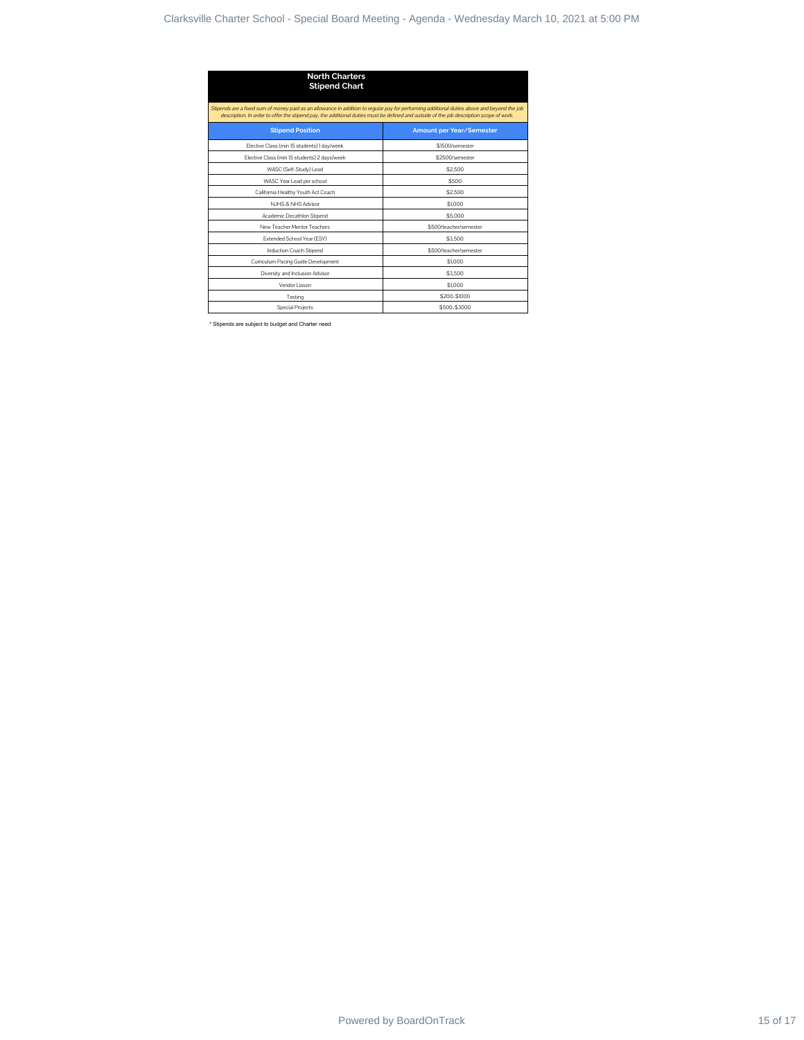## North Charters
## Stipend Chart

*Stipends are a fixed sum of money paid as an allowance in addition to regular pay for performing additional duties above and beyond the job description. In order to offer the stipend pay, the additional duties must be defined and outside of the job description scope of work.*

| Stipend Position | Amount per Year/Semester |
|---|---|
| Elective Class (min 15 students) 1 day/week | $1500/semester |
| Elective Class (min 15 students) 2 days/week | $2500/semester |
| WASC (Self-Study) Lead | $2,500 |
| WASC Year Lead per school | $500 |
| California Healthy Youth Act Coach | $2,500 |
| NJHS & NHS Advisor | $1,000 |
| Academic Decathlon Stipend | $5,000 |
| New Teacher Mentor Teachers | $500/teacher/semester |
| Extended School Year (ESY) | $3,500 |
| Induction Coach Stipend | $500/teacher/semester |
| Curriculum Pacing Guide Development | $1,000 |
| Diversity and Inclusion Advisor | $3,500 |
| Vendor Liason | $1,000 |
| Testing | $200-$1000 |
| Special Projects | $500-$3000 |

* Stipends are subject to budget and Charter need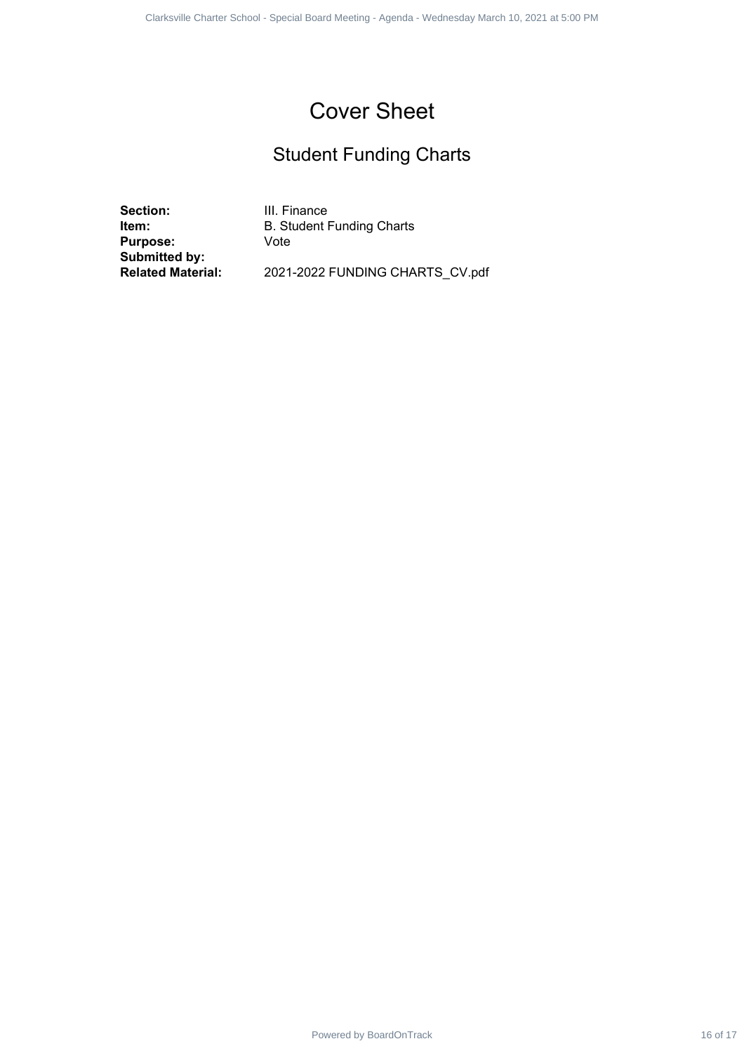# Cover Sheet

## Student Funding Charts

| | |
|---|---|
| **Section:** | III. Finance |
| **Item:** | B. Student Funding Charts |
| **Purpose:** | Vote |
| **Submitted by:** | |
| **Related Material:** | 2021-2022 FUNDING CHARTS_CV.pdf |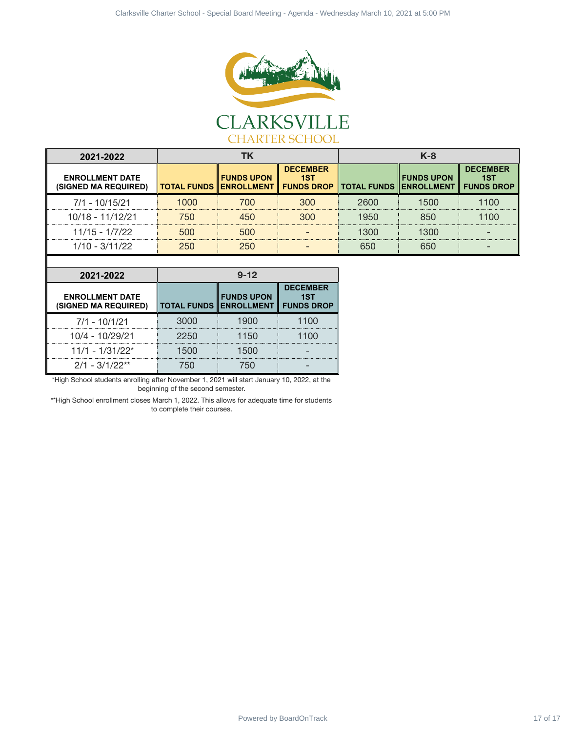CLARKSVILLE
CHARTER SCHOOL

| 2021-2022 | TK | | | K-8 | | |
|---|---|---|---|---|---|---|
| **ENROLLMENT DATE (SIGNED MA REQUIRED)** | **TOTAL FUNDS** | **FUNDS UPON ENROLLMENT** | **DECEMBER 1ST FUNDS DROP** | **TOTAL FUNDS** | **FUNDS UPON ENROLLMENT** | **DECEMBER 1ST FUNDS DROP** |
| 7/1 - 10/15/21 | 1000 | 700 | 300 | 2600 | 1500 | 1100 |
| 10/18 - 11/12/21 | 750 | 450 | 300 | 1950 | 850 | 1100 |
| 11/15 - 1/7/22 | 500 | 500 | - | 1300 | 1300 | - |
| 1/10 - 3/11/22 | 250 | 250 | - | 650 | 650 | - |

| 2021-2022 | 9-12 | | |
|---|---|---|---|
| **ENROLLMENT DATE (SIGNED MA REQUIRED)** | **TOTAL FUNDS** | **FUNDS UPON ENROLLMENT** | **DECEMBER 1ST FUNDS DROP** |
| 7/1 - 10/1/21 | 3000 | 1900 | 1100 |
| 10/4 - 10/29/21 | 2250 | 1150 | 1100 |
| 11/1 - 1/31/22* | 1500 | 1500 | - |
| 2/1 - 3/1/22** | 750 | 750 | - |

*High School students enrolling after November 1, 2021 will start January 10, 2022, at the beginning of the second semester.

**High School enrollment closes March 1, 2022. This allows for adequate time for students to complete their courses.